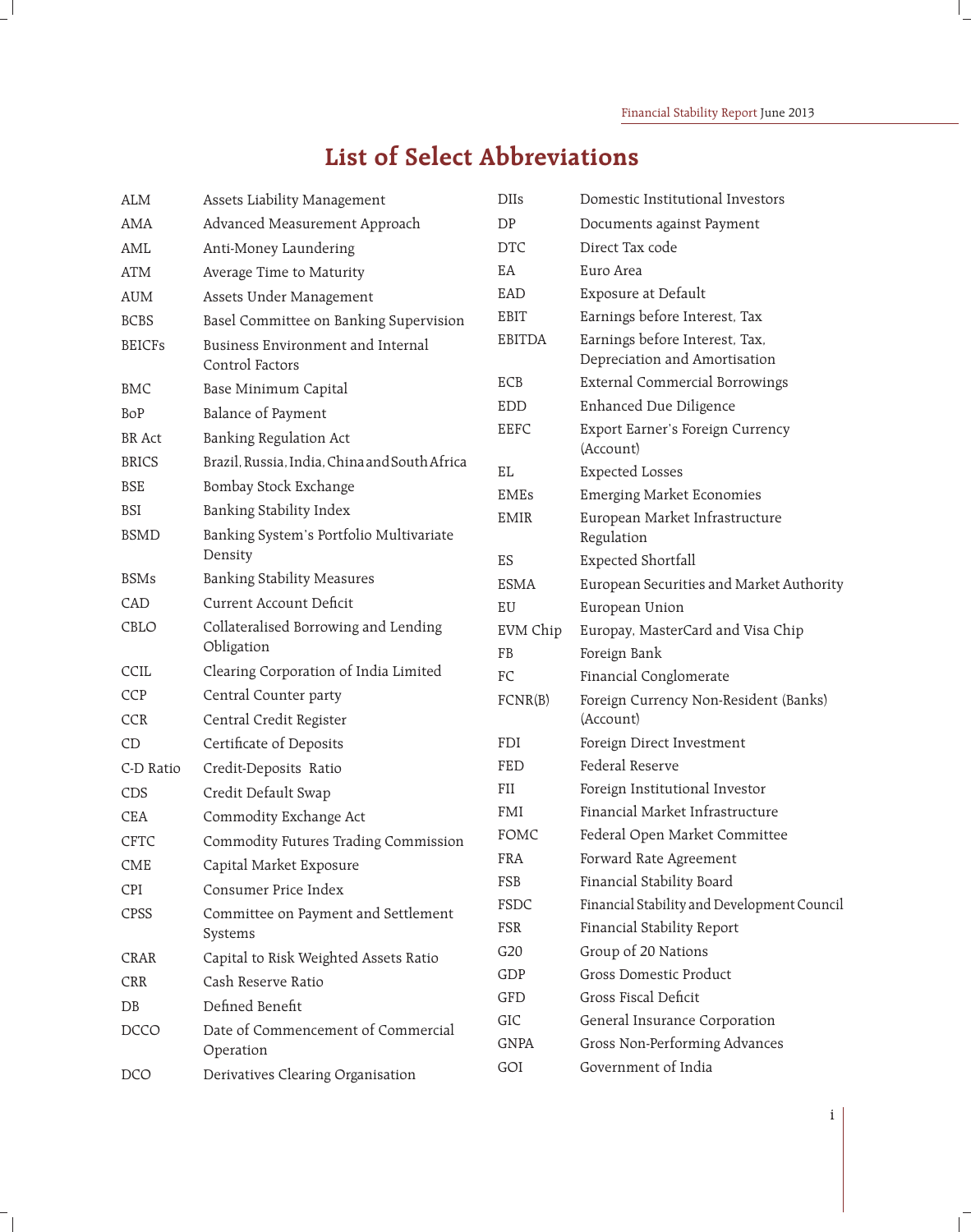# List of Select Abbreviations

| | |
|---|---|
| ALM | Assets Liability Management |
| AMA | Advanced Measurement Approach |
| AML | Anti-Money Laundering |
| ATM | Average Time to Maturity |
| AUM | Assets Under Management |
| BCBS | Basel Committee on Banking Supervision |
| BEICFs | Business Environment and Internal Control Factors |
| BMC | Base Minimum Capital |
| BoP | Balance of Payment |
| BR Act | Banking Regulation Act |
| BRICS | Brazil, Russia, India, China and South Africa |
| BSE | Bombay Stock Exchange |
| BSI | Banking Stability Index |
| BSMD | Banking System's Portfolio Multivariate Density |
| BSMs | Banking Stability Measures |
| CAD | Current Account Deficit |
| CBLO | Collateralised Borrowing and Lending Obligation |
| CCIL | Clearing Corporation of India Limited |
| CCP | Central Counter party |
| CCR | Central Credit Register |
| CD | Certificate of Deposits |
| C-D Ratio | Credit-Deposits Ratio |
| CDS | Credit Default Swap |
| CEA | Commodity Exchange Act |
| CFTC | Commodity Futures Trading Commission |
| CME | Capital Market Exposure |
| CPI | Consumer Price Index |
| CPSS | Committee on Payment and Settlement Systems |
| CRAR | Capital to Risk Weighted Assets Ratio |
| CRR | Cash Reserve Ratio |
| DB | Defined Benefit |
| DCCO | Date of Commencement of Commercial Operation |
| DCO | Derivatives Clearing Organisation |
| DIIs | Domestic Institutional Investors |
| DP | Documents against Payment |
| DTC | Direct Tax code |
| EA | Euro Area |
| EAD | Exposure at Default |
| EBIT | Earnings before Interest, Tax |
| EBITDA | Earnings before Interest, Tax, Depreciation and Amortisation |
| ECB | External Commercial Borrowings |
| EDD | Enhanced Due Diligence |
| EEFC | Export Earner's Foreign Currency (Account) |
| EL | Expected Losses |
| EMEs | Emerging Market Economies |
| EMIR | European Market Infrastructure Regulation |
| ES | Expected Shortfall |
| ESMA | European Securities and Market Authority |
| EU | European Union |
| EVM Chip | Europay, MasterCard and Visa Chip |
| FB | Foreign Bank |
| FC | Financial Conglomerate |
| FCNR(B) | Foreign Currency Non-Resident (Banks) (Account) |
| FDI | Foreign Direct Investment |
| FED | Federal Reserve |
| FII | Foreign Institutional Investor |
| FMI | Financial Market Infrastructure |
| FOMC | Federal Open Market Committee |
| FRA | Forward Rate Agreement |
| FSB | Financial Stability Board |
| FSDC | Financial Stability and Development Council |
| FSR | Financial Stability Report |
| G20 | Group of 20 Nations |
| GDP | Gross Domestic Product |
| GFD | Gross Fiscal Deficit |
| GIC | General Insurance Corporation |
| GNPA | Gross Non-Performing Advances |
| GOI | Government of India |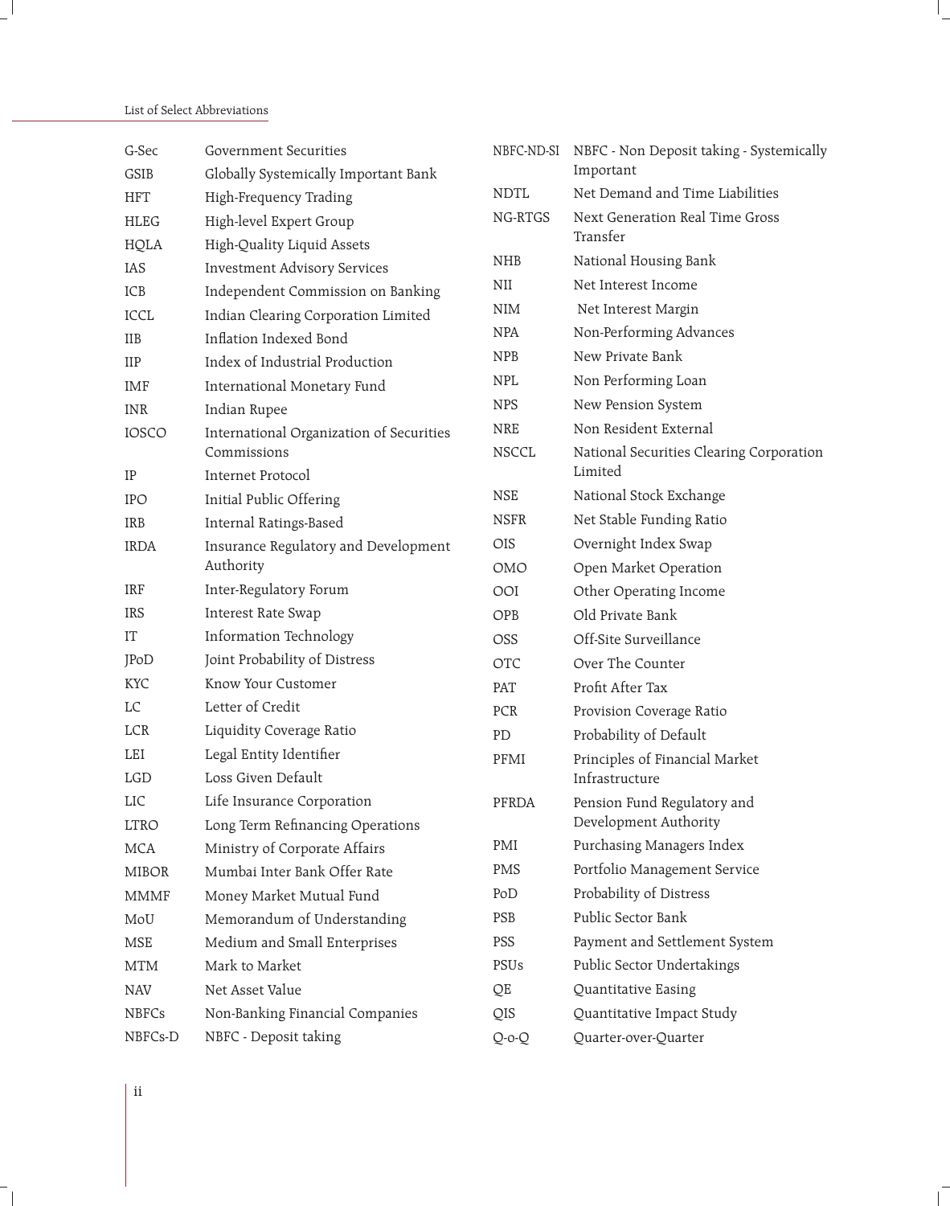| | |
|---|---|
| G-Sec | Government Securities |
| GSIB | Globally Systemically Important Bank |
| HFT | High-Frequency Trading |
| HLEG | High-level Expert Group |
| HQLA | High-Quality Liquid Assets |
| IAS | Investment Advisory Services |
| ICB | Independent Commission on Banking |
| ICCL | Indian Clearing Corporation Limited |
| IIB | Inflation Indexed Bond |
| IIP | Index of Industrial Production |
| IMF | International Monetary Fund |
| INR | Indian Rupee |
| IOSCO | International Organization of Securities Commissions |
| IP | Internet Protocol |
| IPO | Initial Public Offering |
| IRB | Internal Ratings-Based |
| IRDA | Insurance Regulatory and Development Authority |
| IRF | Inter-Regulatory Forum |
| IRS | Interest Rate Swap |
| IT | Information Technology |
| JPoD | Joint Probability of Distress |
| KYC | Know Your Customer |
| LC | Letter of Credit |
| LCR | Liquidity Coverage Ratio |
| LEI | Legal Entity Identifier |
| LGD | Loss Given Default |
| LIC | Life Insurance Corporation |
| LTRO | Long Term Refinancing Operations |
| MCA | Ministry of Corporate Affairs |
| MIBOR | Mumbai Inter Bank Offer Rate |
| MMMF | Money Market Mutual Fund |
| MoU | Memorandum of Understanding |
| MSE | Medium and Small Enterprises |
| MTM | Mark to Market |
| NAV | Net Asset Value |
| NBFCs | Non-Banking Financial Companies |
| NBFCs-D | NBFC - Deposit taking |
| NBFC-ND-SI | NBFC - Non Deposit taking - Systemically Important |
| NDTL | Net Demand and Time Liabilities |
| NG-RTGS | Next Generation Real Time Gross Transfer |
| NHB | National Housing Bank |
| NII | Net Interest Income |
| NIM | Net Interest Margin |
| NPA | Non-Performing Advances |
| NPB | New Private Bank |
| NPL | Non Performing Loan |
| NPS | New Pension System |
| NRE | Non Resident External |
| NSCCL | National Securities Clearing Corporation Limited |
| NSE | National Stock Exchange |
| NSFR | Net Stable Funding Ratio |
| OIS | Overnight Index Swap |
| OMO | Open Market Operation |
| OOI | Other Operating Income |
| OPB | Old Private Bank |
| OSS | Off-Site Surveillance |
| OTC | Over The Counter |
| PAT | Profit After Tax |
| PCR | Provision Coverage Ratio |
| PD | Probability of Default |
| PFMI | Principles of Financial Market Infrastructure |
| PFRDA | Pension Fund Regulatory and Development Authority |
| PMI | Purchasing Managers Index |
| PMS | Portfolio Management Service |
| PoD | Probability of Distress |
| PSB | Public Sector Bank |
| PSS | Payment and Settlement System |
| PSUs | Public Sector Undertakings |
| QE | Quantitative Easing |
| QIS | Quantitative Impact Study |
| Q-o-Q | Quarter-over-Quarter |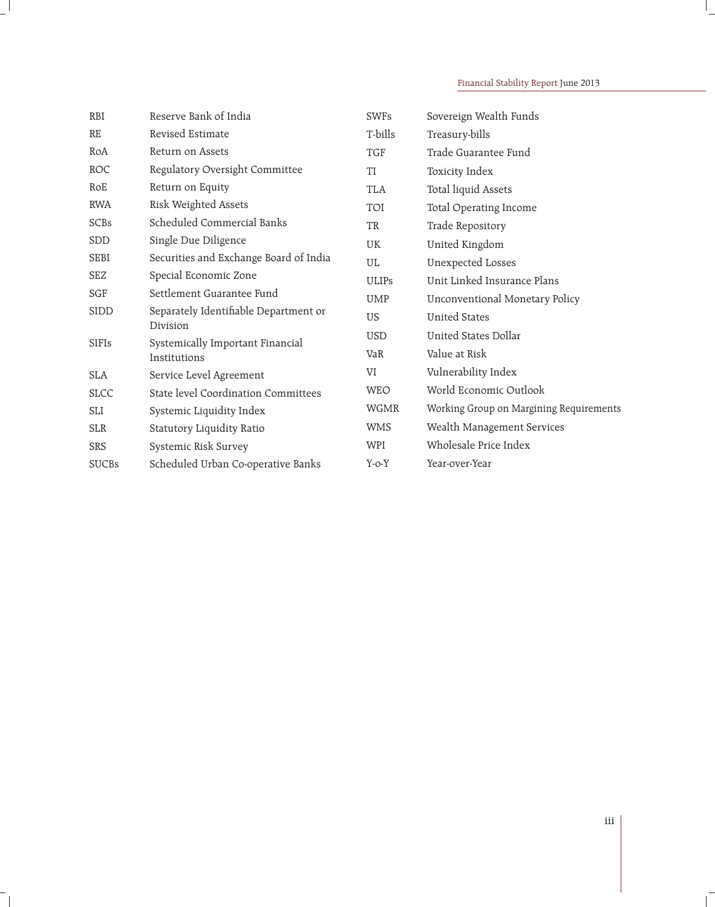| | |
|---|---|
| RBI | Reserve Bank of India |
| RE | Revised Estimate |
| RoA | Return on Assets |
| ROC | Regulatory Oversight Committee |
| RoE | Return on Equity |
| RWA | Risk Weighted Assets |
| SCBs | Scheduled Commercial Banks |
| SDD | Single Due Diligence |
| SEBI | Securities and Exchange Board of India |
| SEZ | Special Economic Zone |
| SGF | Settlement Guarantee Fund |
| SIDD | Separately Identifiable Department or Division |
| SIFIs | Systemically Important Financial Institutions |
| SLA | Service Level Agreement |
| SLCC | State level Coordination Committees |
| SLI | Systemic Liquidity Index |
| SLR | Statutory Liquidity Ratio |
| SRS | Systemic Risk Survey |
| SUCBs | Scheduled Urban Co-operative Banks |
| SWFs | Sovereign Wealth Funds |
| T-bills | Treasury-bills |
| TGF | Trade Guarantee Fund |
| TI | Toxicity Index |
| TLA | Total liquid Assets |
| TOI | Total Operating Income |
| TR | Trade Repository |
| UK | United Kingdom |
| UL | Unexpected Losses |
| ULIPs | Unit Linked Insurance Plans |
| UMP | Unconventional Monetary Policy |
| US | United States |
| USD | United States Dollar |
| VaR | Value at Risk |
| VI | Vulnerability Index |
| WEO | World Economic Outlook |
| WGMR | Working Group on Margining Requirements |
| WMS | Wealth Management Services |
| WPI | Wholesale Price Index |
| Y-o-Y | Year-over-Year |